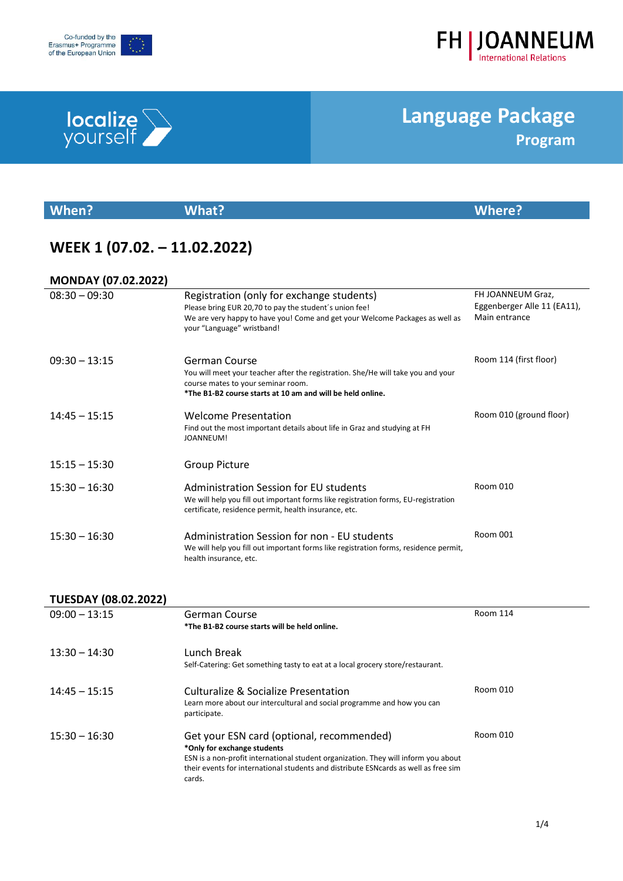Co-funded by the Erasmus+ Programme of the European Union

FH | JOANNEUM
International Relations

localize yourself

# Language Package
## Program

| When? | What? | Where? |
|---|---|---|

## WEEK 1 (07.02. – 11.02.2022)

### MONDAY (07.02.2022)

| When? | What? | Where? |
|---|---|---|
| 08:30 – 09:30 | Registration (only for exchange students)<br>Please bring EUR 20,70 to pay the student´s union fee!<br>We are very happy to have you! Come and get your Welcome Packages as well as your "Language" wristband! | FH JOANNEUM Graz, Eggenberger Alle 11 (EA11), Main entrance |
| 09:30 – 13:15 | German Course<br>You will meet your teacher after the registration. She/He will take you and your course mates to your seminar room.<br>**\*The B1-B2 course starts at 10 am and will be held online.** | Room 114 (first floor) |
| 14:45 – 15:15 | Welcome Presentation<br>Find out the most important details about life in Graz and studying at FH JOANNEUM! | Room 010 (ground floor) |
| 15:15 – 15:30 | Group Picture | |
| 15:30 – 16:30 | Administration Session for EU students<br>We will help you fill out important forms like registration forms, EU-registration certificate, residence permit, health insurance, etc. | Room 010 |
| 15:30 – 16:30 | Administration Session for non - EU students<br>We will help you fill out important forms like registration forms, residence permit, health insurance, etc. | Room 001 |

### TUESDAY (08.02.2022)

| When? | What? | Where? |
|---|---|---|
| 09:00 – 13:15 | German Course<br>**\*The B1-B2 course starts will be held online.** | Room 114 |
| 13:30 – 14:30 | Lunch Break<br>Self-Catering: Get something tasty to eat at a local grocery store/restaurant. | |
| 14:45 – 15:15 | Culturalize & Socialize Presentation<br>Learn more about our intercultural and social programme and how you can participate. | Room 010 |
| 15:30 – 16:30 | Get your ESN card (optional, recommended)<br>**\*Only for exchange students**<br>ESN is a non-profit international student organization. They will inform you about their events for international students and distribute ESNcards as well as free sim cards. | Room 010 |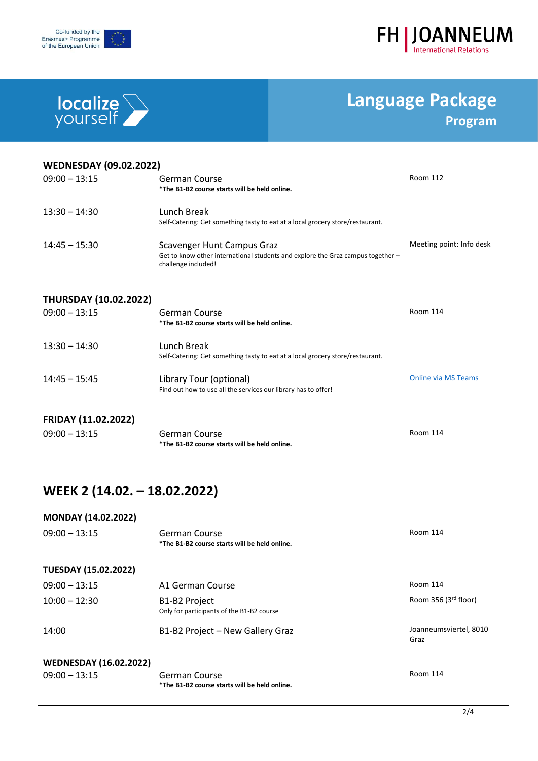Co-funded by the Erasmus+ Programme of the European Union

FH | JOANNEUM
International Relations

localize yourself

# Language Package
## Program

### WEDNESDAY (09.02.2022)

| | | |
|---|---|---|
| 09:00 – 13:15 | German Course<br>**\*The B1-B2 course starts will be held online.** | Room 112 |
| 13:30 – 14:30 | Lunch Break<br>Self-Catering: Get something tasty to eat at a local grocery store/restaurant. | |
| 14:45 – 15:30 | Scavenger Hunt Campus Graz<br>Get to know other international students and explore the Graz campus together – challenge included! | Meeting point: Info desk |

### THURSDAY (10.02.2022)

| | | |
|---|---|---|
| 09:00 – 13:15 | German Course<br>**\*The B1-B2 course starts will be held online.** | Room 114 |
| 13:30 – 14:30 | Lunch Break<br>Self-Catering: Get something tasty to eat at a local grocery store/restaurant. | |
| 14:45 – 15:45 | Library Tour (optional)<br>Find out how to use all the services our library has to offer! | Online via MS Teams |

### FRIDAY (11.02.2022)

| | | |
|---|---|---|
| 09:00 – 13:15 | German Course<br>**\*The B1-B2 course starts will be held online.** | Room 114 |

## WEEK 2 (14.02. – 18.02.2022)

### MONDAY (14.02.2022)

| | | |
|---|---|---|
| 09:00 – 13:15 | German Course<br>**\*The B1-B2 course starts will be held online.** | Room 114 |

### TUESDAY (15.02.2022)

| | | |
|---|---|---|
| 09:00 – 13:15 | A1 German Course | Room 114 |
| 10:00 – 12:30 | B1-B2 Project<br>Only for participants of the B1-B2 course | Room 356 (3rd floor) |
| 14:00 | B1-B2 Project – New Gallery Graz | Joanneumsviertel, 8010 Graz |

### WEDNESDAY (16.02.2022)

| | | |
|---|---|---|
| 09:00 – 13:15 | German Course<br>**\*The B1-B2 course starts will be held online.** | Room 114 |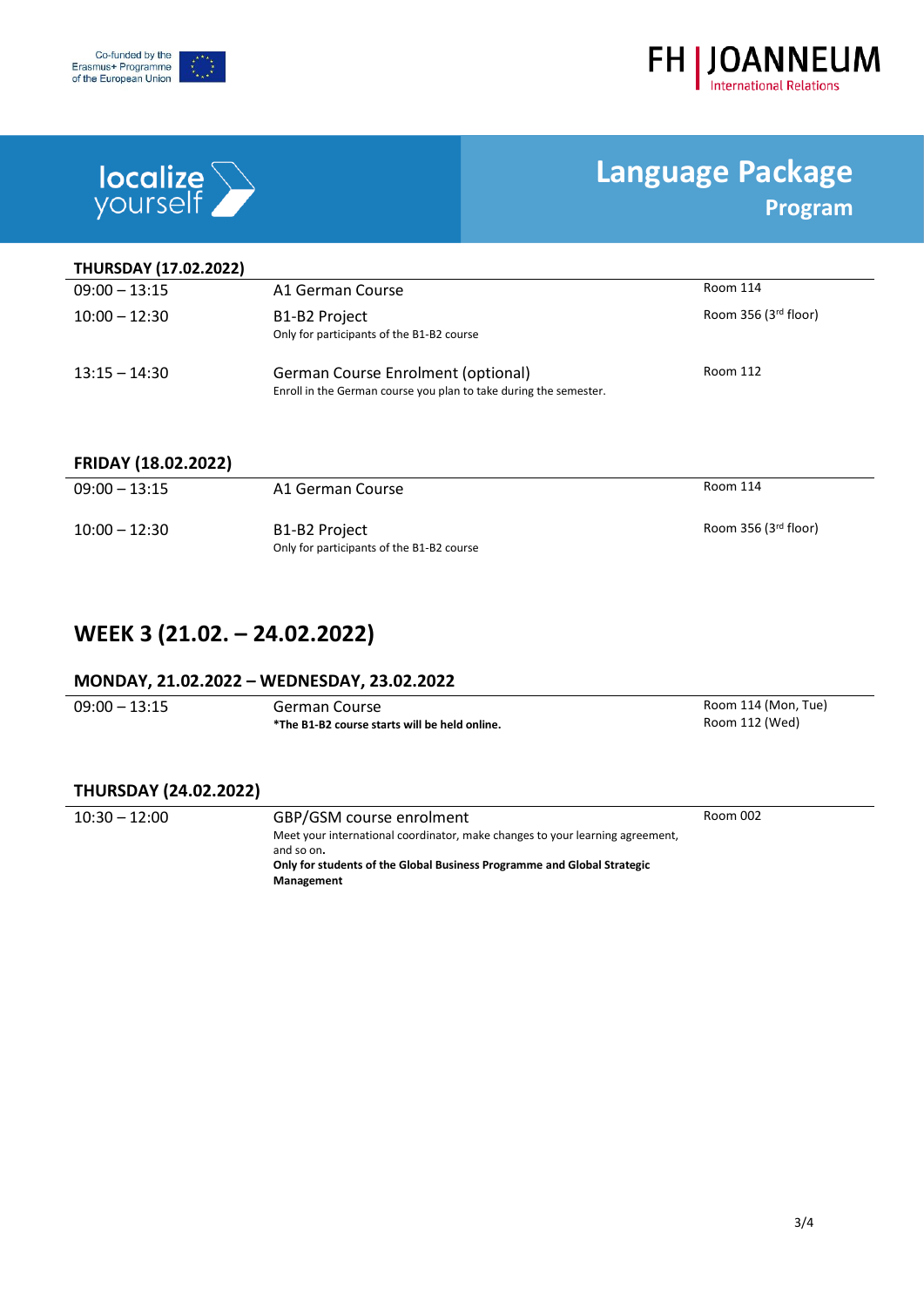Co-funded by the Erasmus+ Programme of the European Union

FH | JOANNEUM International Relations

localize yourself

# Language Package Program

### THURSDAY (17.02.2022)

| | | |
|---|---|---|
| 09:00 – 13:15 | A1 German Course | Room 114 |
| 10:00 – 12:30 | B1-B2 Project<br>Only for participants of the B1-B2 course | Room 356 (3rd floor) |
| 13:15 – 14:30 | German Course Enrolment (optional)<br>Enroll in the German course you plan to take during the semester. | Room 112 |

### FRIDAY (18.02.2022)

| | | |
|---|---|---|
| 09:00 – 13:15 | A1 German Course | Room 114 |
| 10:00 – 12:30 | B1-B2 Project<br>Only for participants of the B1-B2 course | Room 356 (3rd floor) |

## WEEK 3 (21.02. – 24.02.2022)

### MONDAY, 21.02.2022 – WEDNESDAY, 23.02.2022

| | | |
|---|---|---|
| 09:00 – 13:15 | German Course<br>**\*The B1-B2 course starts will be held online.** | Room 114 (Mon, Tue)<br>Room 112 (Wed) |

### THURSDAY (24.02.2022)

| | | |
|---|---|---|
| 10:30 – 12:00 | GBP/GSM course enrolment<br>Meet your international coordinator, make changes to your learning agreement, and so on.<br>**Only for students of the Global Business Programme and Global Strategic Management** | Room 002 |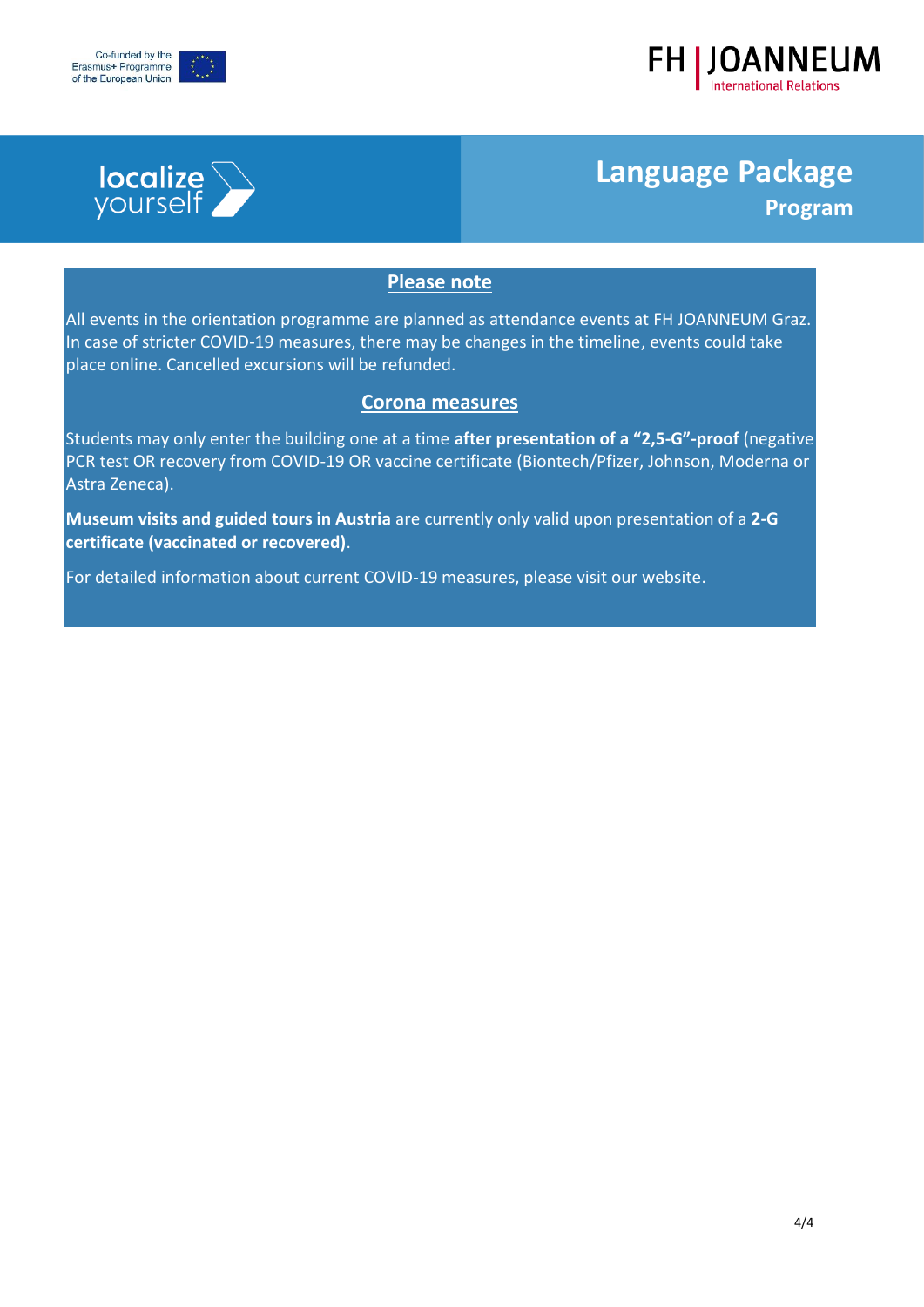## Please note

All events in the orientation programme are planned as attendance events at FH JOANNEUM Graz. In case of stricter COVID-19 measures, there may be changes in the timeline, events could take place online. Cancelled excursions will be refunded.

## Corona measures

Students may only enter the building one at a time **after presentation of a "2,5-G"-proof** (negative PCR test OR recovery from COVID-19 OR vaccine certificate (Biontech/Pfizer, Johnson, Moderna or Astra Zeneca).

**Museum visits and guided tours in Austria** are currently only valid upon presentation of a **2-G certificate (vaccinated or recovered)**.

For detailed information about current COVID-19 measures, please visit our website.